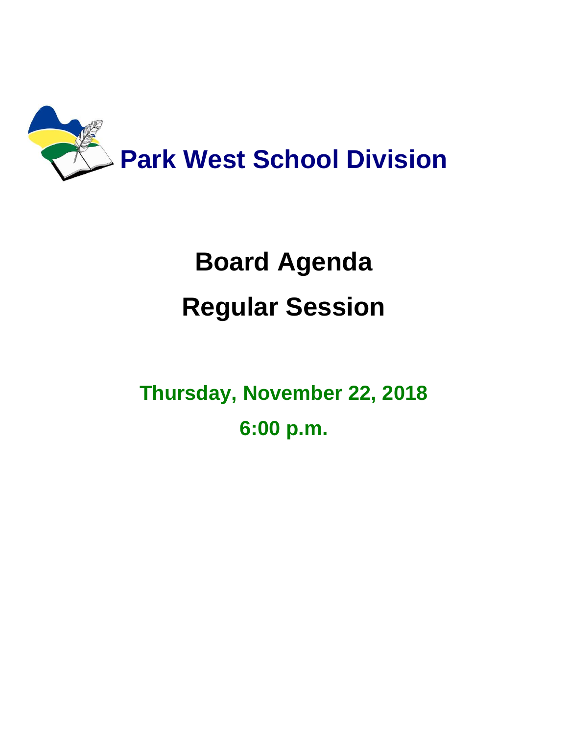# Park West School Division

# Board Agenda

# Regular Session

## Thursday, November 22, 2018

## 6:00 p.m.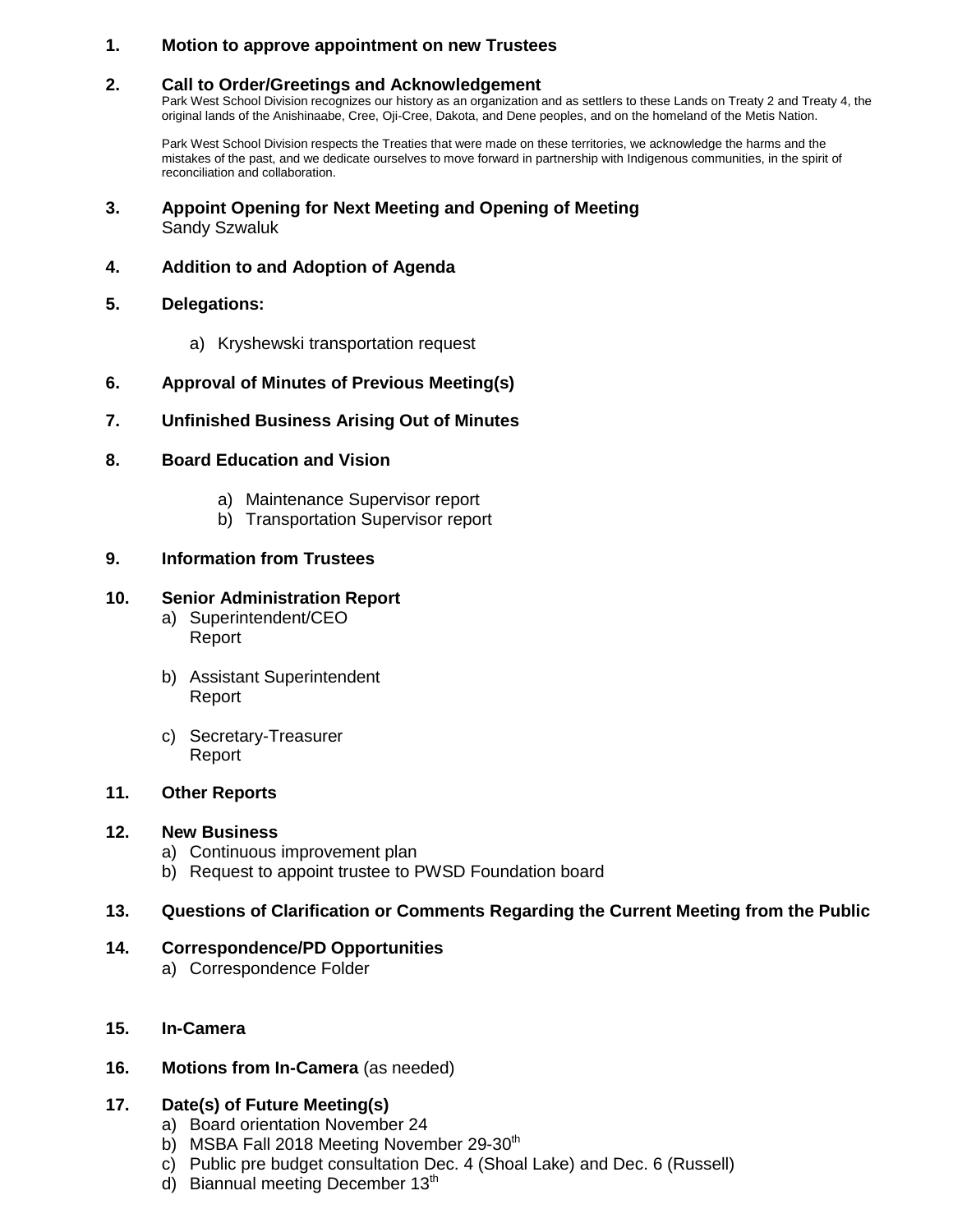**1. Motion to approve appointment on new Trustees**

**2. Call to Order/Greetings and Acknowledgement**

Park West School Division recognizes our history as an organization and as settlers to these Lands on Treaty 2 and Treaty 4, the original lands of the Anishinaabe, Cree, Oji-Cree, Dakota, and Dene peoples, and on the homeland of the Metis Nation.

Park West School Division respects the Treaties that were made on these territories, we acknowledge the harms and the mistakes of the past, and we dedicate ourselves to move forward in partnership with Indigenous communities, in the spirit of reconciliation and collaboration.

**3. Appoint Opening for Next Meeting and Opening of Meeting**

Sandy Szwaluk

**4. Addition to and Adoption of Agenda**

**5. Delegations:**

a) Kryshewski transportation request

**6. Approval of Minutes of Previous Meeting(s)**

**7. Unfinished Business Arising Out of Minutes**

**8. Board Education and Vision**

a) Maintenance Supervisor report
b) Transportation Supervisor report

**9. Information from Trustees**

**10. Senior Administration Report**

a) Superintendent/CEO Report

b) Assistant Superintendent Report

c) Secretary-Treasurer Report

**11. Other Reports**

**12. New Business**

a) Continuous improvement plan
b) Request to appoint trustee to PWSD Foundation board

**13. Questions of Clarification or Comments Regarding the Current Meeting from the Public**

**14. Correspondence/PD Opportunities**

a) Correspondence Folder

**15. In-Camera**

**16. Motions from In-Camera** (as needed)

**17. Date(s) of Future Meeting(s)**

a) Board orientation November 24
b) MSBA Fall 2018 Meeting November 29-30th
c) Public pre budget consultation Dec. 4 (Shoal Lake) and Dec. 6 (Russell)
d) Biannual meeting December 13th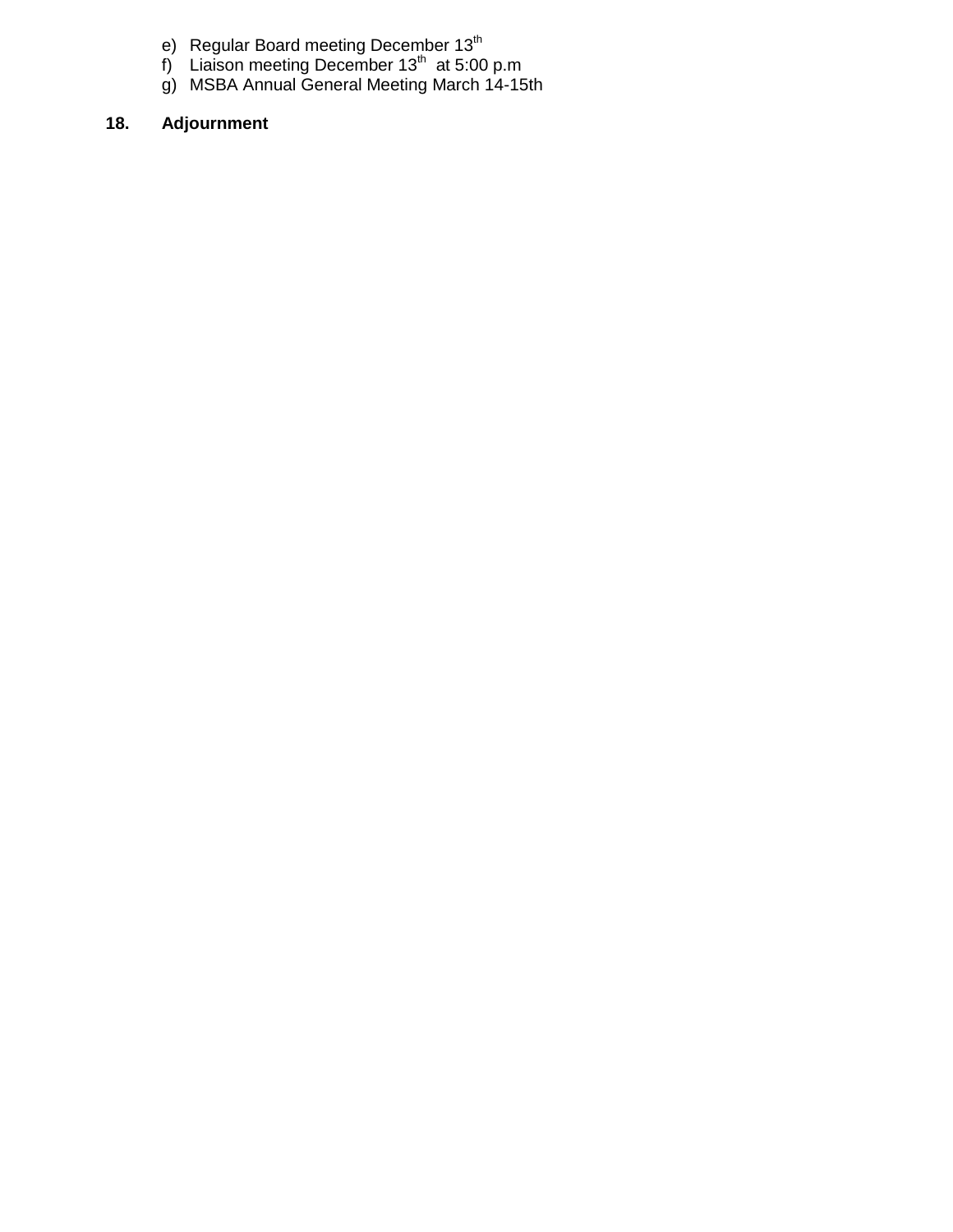e) Regular Board meeting December 13th
f) Liaison meeting December 13th at 5:00 p.m
g) MSBA Annual General Meeting March 14-15th

**18. Adjournment**